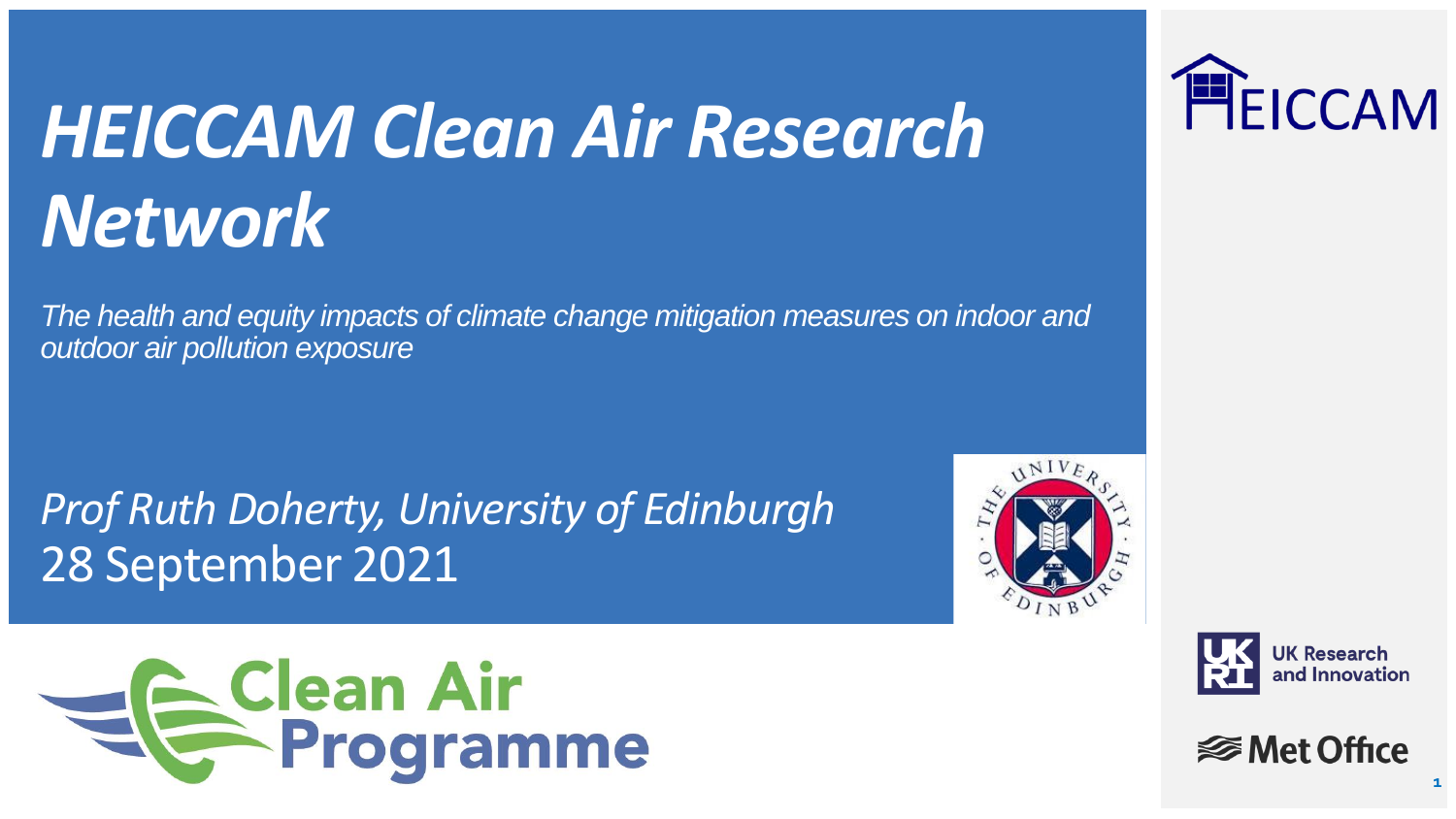# *HEICCAM Clean Air Research Network*

*The health and equity impacts of climate change mitigation measures on indoor and outdoor air pollution exposure*

*Prof Ruth Doherty, University of Edinburgh*
28 September 2021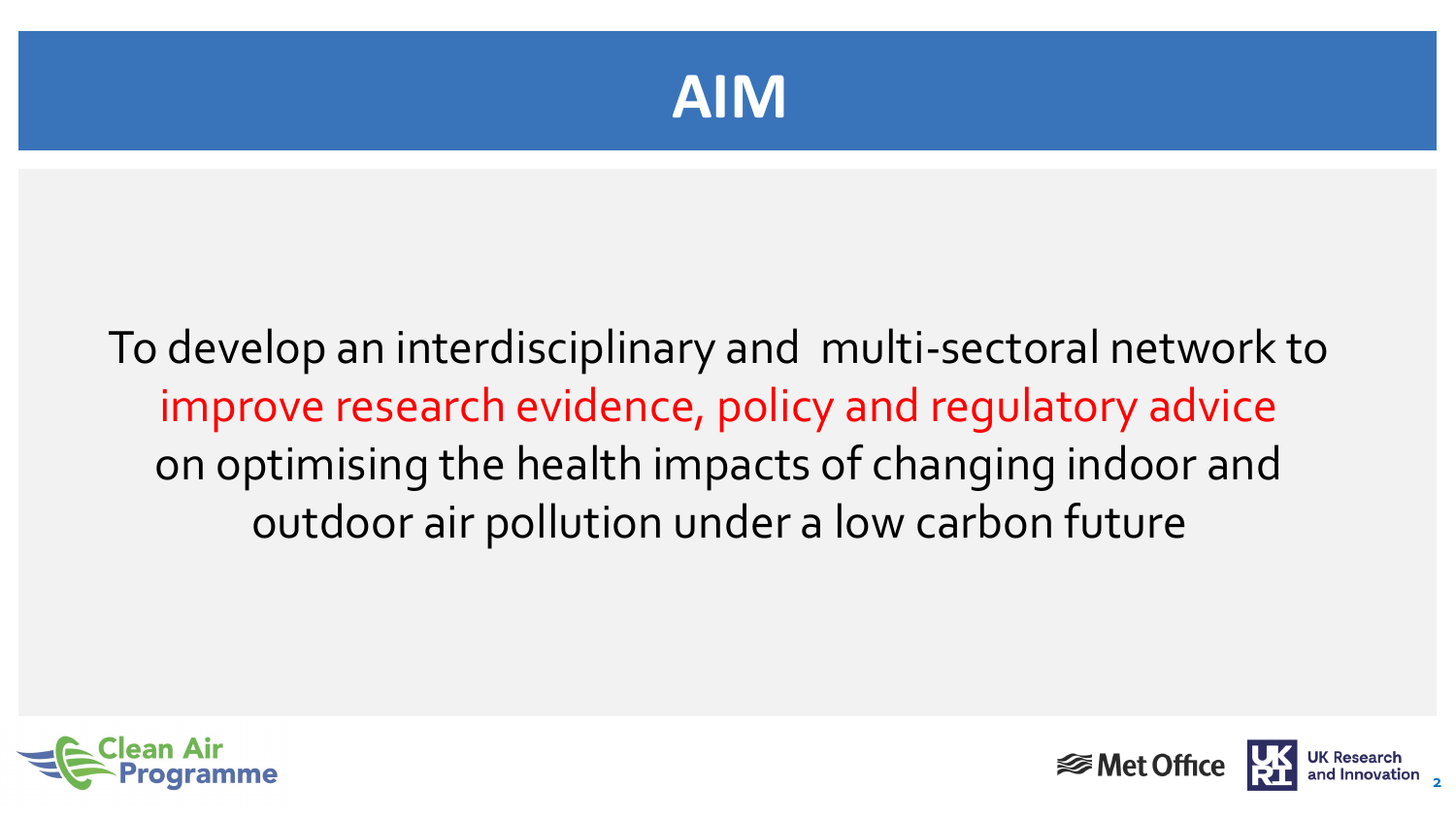# AIM

To develop an interdisciplinary and multi-sectoral network to improve research evidence, policy and regulatory advice on optimising the health impacts of changing indoor and outdoor air pollution under a low carbon future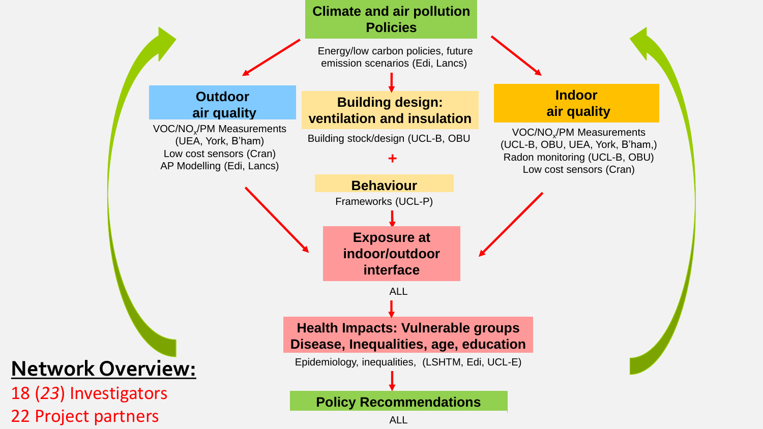## Climate and air pollution Policies

Energy/low carbon policies, future emission scenarios (Edi, Lancs)

### Outdoor air quality

$VOC/NO_x/PM$ Measurements (UEA, York, B'ham)

Low cost sensors (Cran)

AP Modelling (Edi, Lancs)

### Building design: ventilation and insulation

Building stock/design (UCL-B, OBU

+

### Behaviour

Frameworks (UCL-P)

### Indoor air quality

$VOC/NO_x/PM$ Measurements (UCL-B, OBU, UEA, York, B'ham,)

Radon monitoring (UCL-B, OBU)

Low cost sensors (Cran)

### Exposure at indoor/outdoor interface

ALL

### Health Impacts: Vulnerable groups Disease, Inequalities, age, education

Epidemiology, inequalities, (LSHTM, Edi, UCL-E)

### Policy Recommendations

ALL

**Network Overview:**

18 (*23*) Investigators

22 Project partners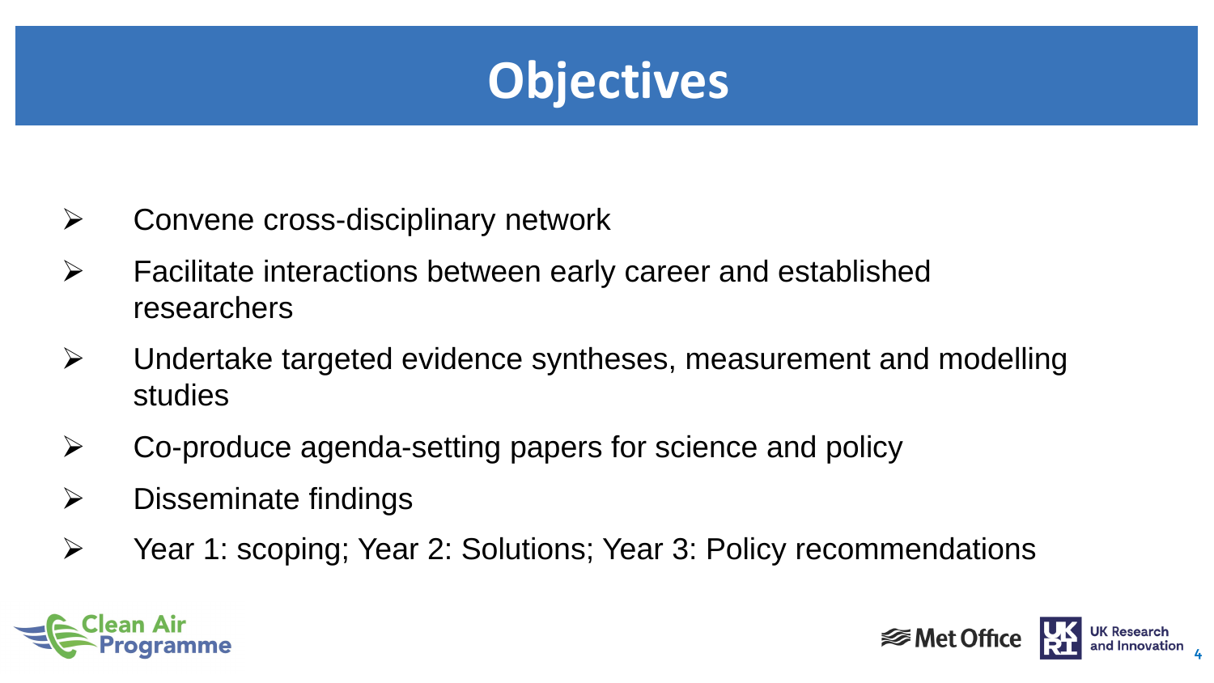# Objectives

- Convene cross-disciplinary network
- Facilitate interactions between early career and established researchers
- Undertake targeted evidence syntheses, measurement and modelling studies
- Co-produce agenda-setting papers for science and policy
- Disseminate findings
- Year 1: scoping; Year 2: Solutions; Year 3: Policy recommendations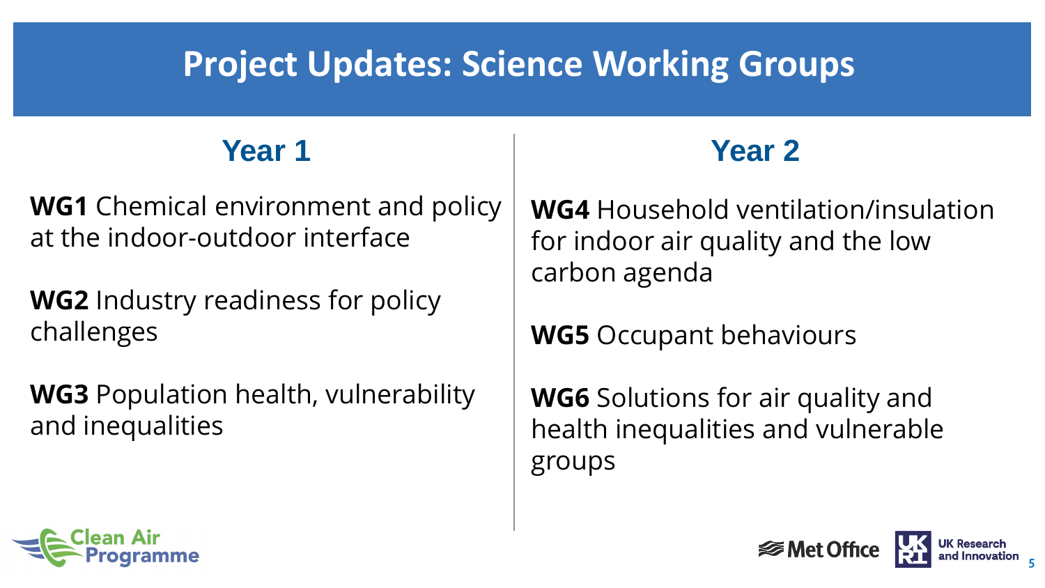# Project Updates: Science Working Groups

## Year 1

**WG1** Chemical environment and policy at the indoor-outdoor interface

**WG2** Industry readiness for policy challenges

**WG3** Population health, vulnerability and inequalities

## Year 2

**WG4** Household ventilation/insulation for indoor air quality and the low carbon agenda

**WG5** Occupant behaviours

**WG6** Solutions for air quality and health inequalities and vulnerable groups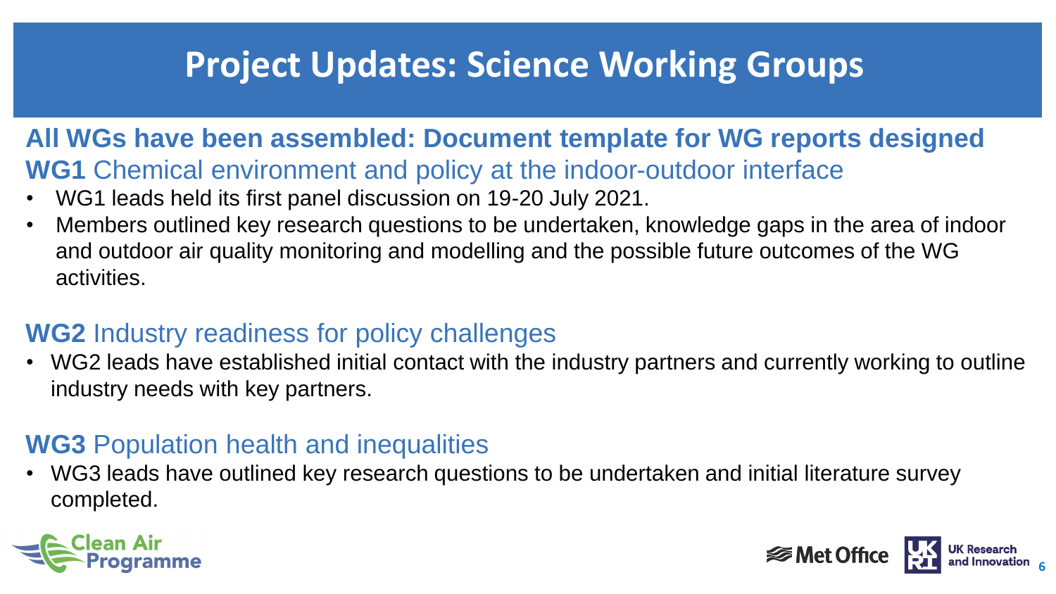# Project Updates: Science Working Groups

**All WGs have been assembled: Document template for WG reports designed**

## **WG1** Chemical environment and policy at the indoor-outdoor interface

- WG1 leads held its first panel discussion on 19-20 July 2021.
- Members outlined key research questions to be undertaken, knowledge gaps in the area of indoor and outdoor air quality monitoring and modelling and the possible future outcomes of the WG activities.

## **WG2** Industry readiness for policy challenges

- WG2 leads have established initial contact with the industry partners and currently working to outline industry needs with key partners.

## **WG3** Population health and inequalities

- WG3 leads have outlined key research questions to be undertaken and initial literature survey completed.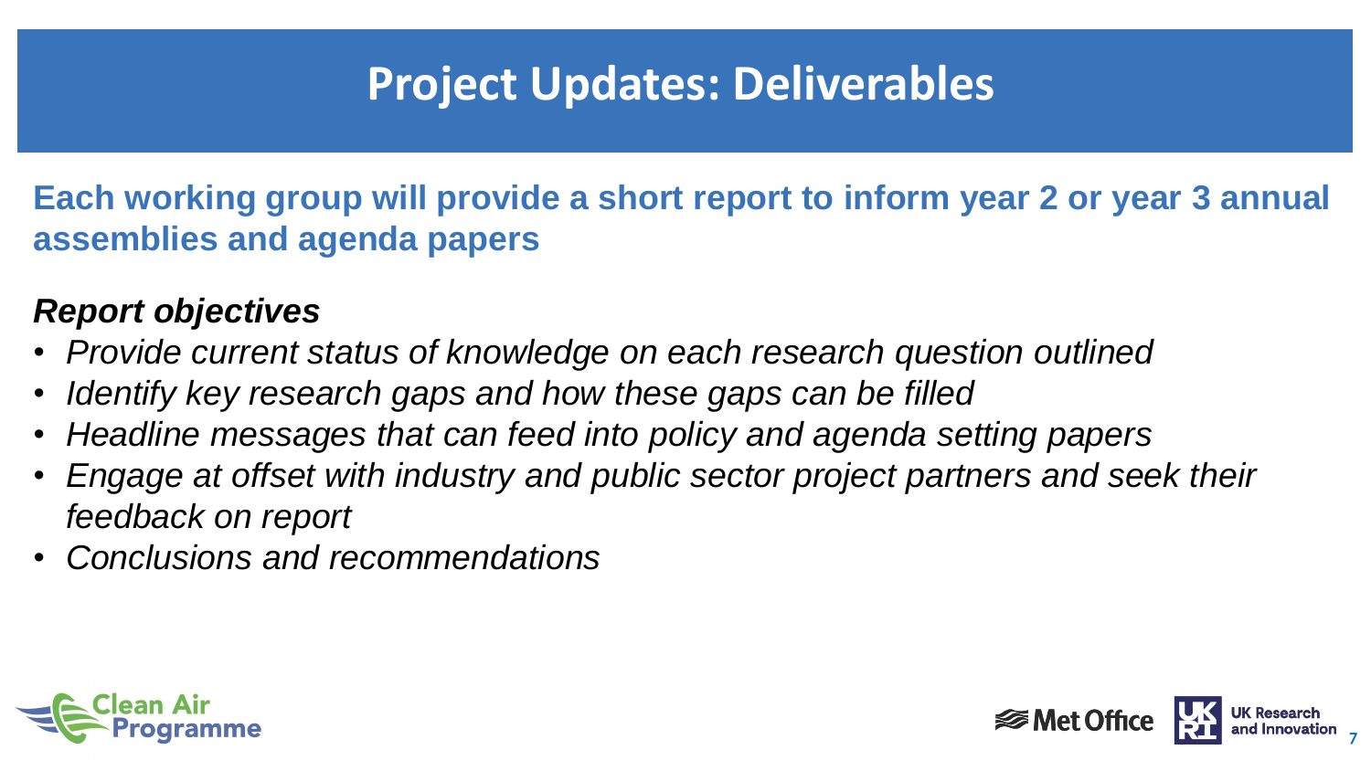# Project Updates: Deliverables

**Each working group will provide a short report to inform year 2 or year 3 annual assemblies and agenda papers**

***Report objectives***

- *Provide current status of knowledge on each research question outlined*
- *Identify key research gaps and how these gaps can be filled*
- *Headline messages that can feed into policy and agenda setting papers*
- *Engage at offset with industry and public sector project partners and seek their feedback on report*
- *Conclusions and recommendations*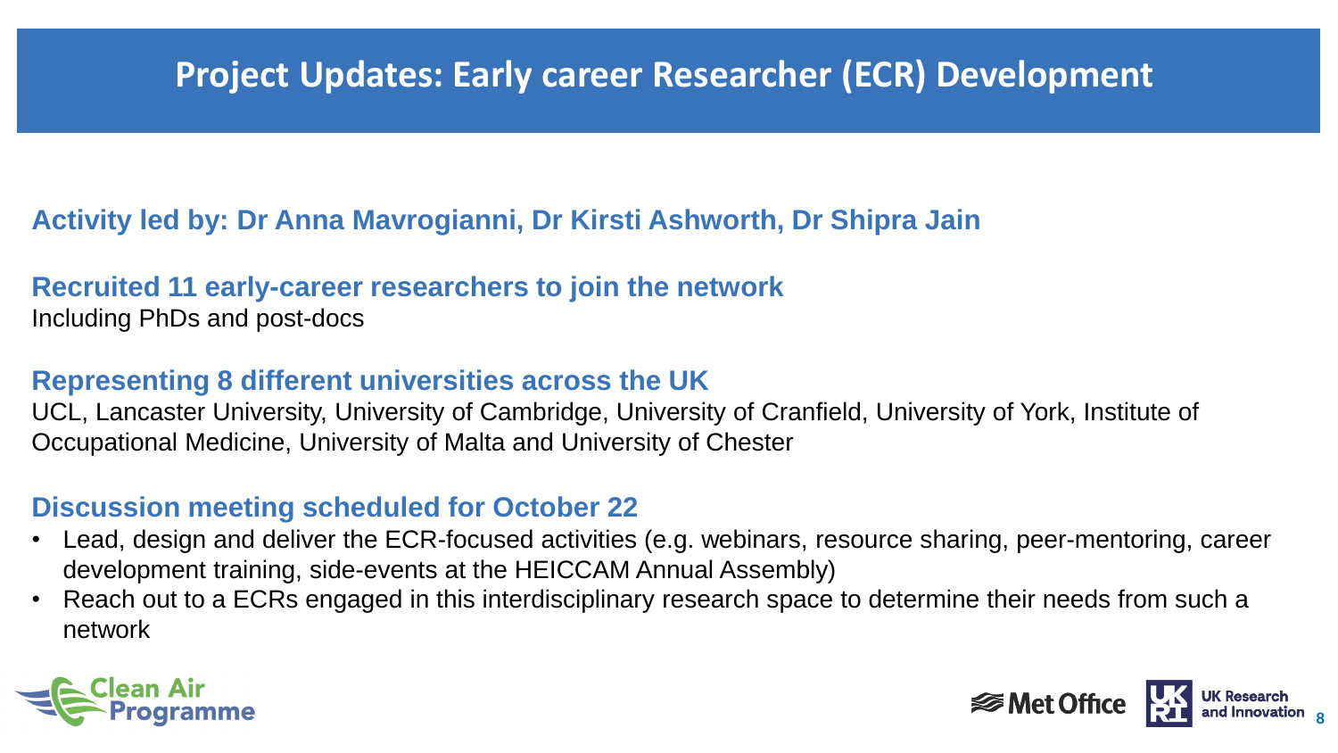# Project Updates: Early career Researcher (ECR) Development

**Activity led by: Dr Anna Mavrogianni, Dr Kirsti Ashworth, Dr Shipra Jain**

**Recruited 11 early-career researchers to join the network**

Including PhDs and post-docs

**Representing 8 different universities across the UK**

UCL, Lancaster University, University of Cambridge, University of Cranfield, University of York, Institute of Occupational Medicine, University of Malta and University of Chester

**Discussion meeting scheduled for October 22**

- Lead, design and deliver the ECR-focused activities (e.g. webinars, resource sharing, peer-mentoring, career development training, side-events at the HEICCAM Annual Assembly)
- Reach out to a ECRs engaged in this interdisciplinary research space to determine their needs from such a network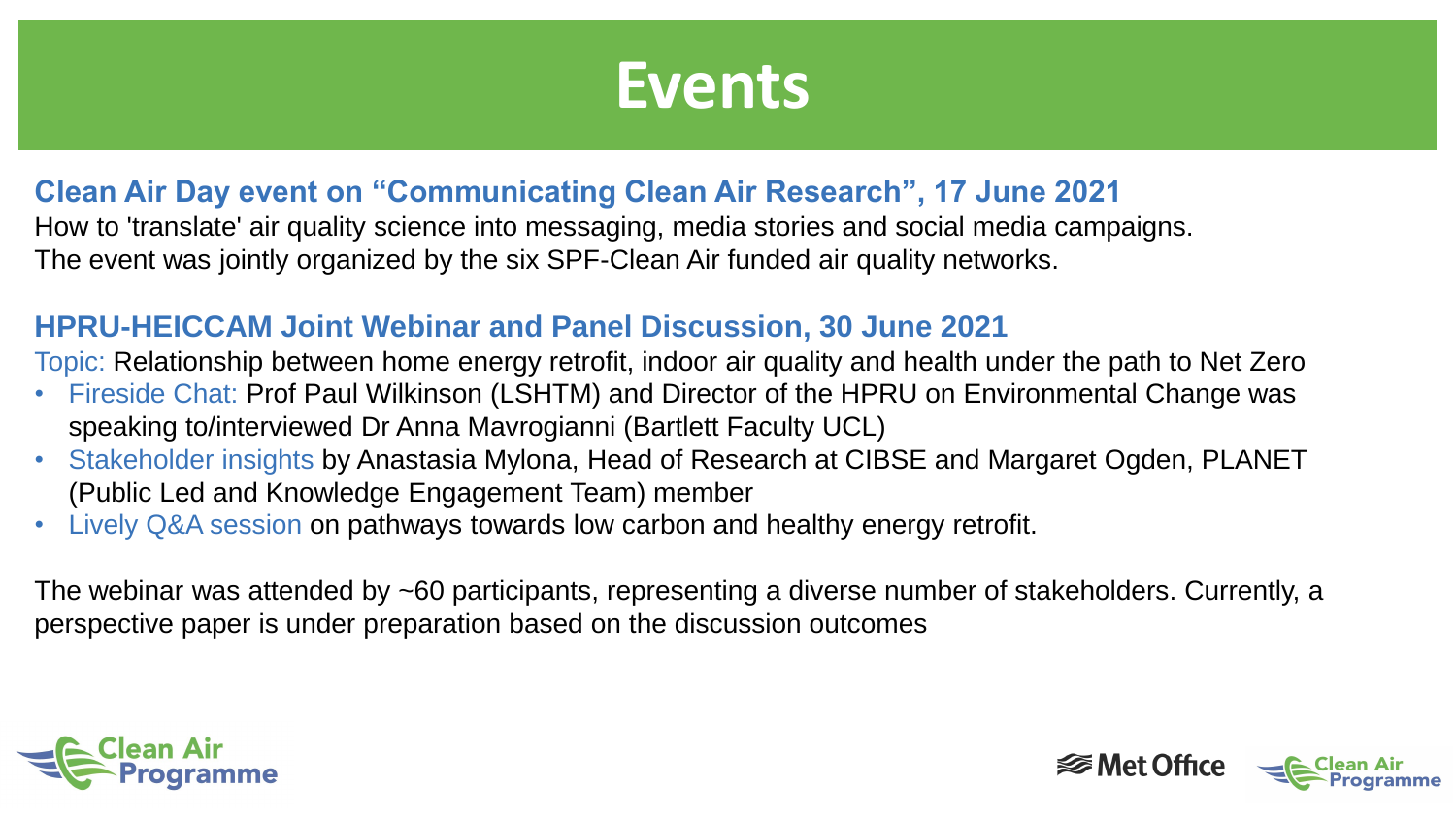# Events

### Clean Air Day event on "Communicating Clean Air Research", 17 June 2021

How to 'translate' air quality science into messaging, media stories and social media campaigns.
The event was jointly organized by the six SPF-Clean Air funded air quality networks.

### HPRU-HEICCAM Joint Webinar and Panel Discussion, 30 June 2021

Topic: Relationship between home energy retrofit, indoor air quality and health under the path to Net Zero

- Fireside Chat: Prof Paul Wilkinson (LSHTM) and Director of the HPRU on Environmental Change was speaking to/interviewed Dr Anna Mavrogianni (Bartlett Faculty UCL)
- Stakeholder insights by Anastasia Mylona, Head of Research at CIBSE and Margaret Ogden, PLANET (Public Led and Knowledge Engagement Team) member
- Lively Q&A session on pathways towards low carbon and healthy energy retrofit.

The webinar was attended by ~60 participants, representing a diverse number of stakeholders. Currently, a perspective paper is under preparation based on the discussion outcomes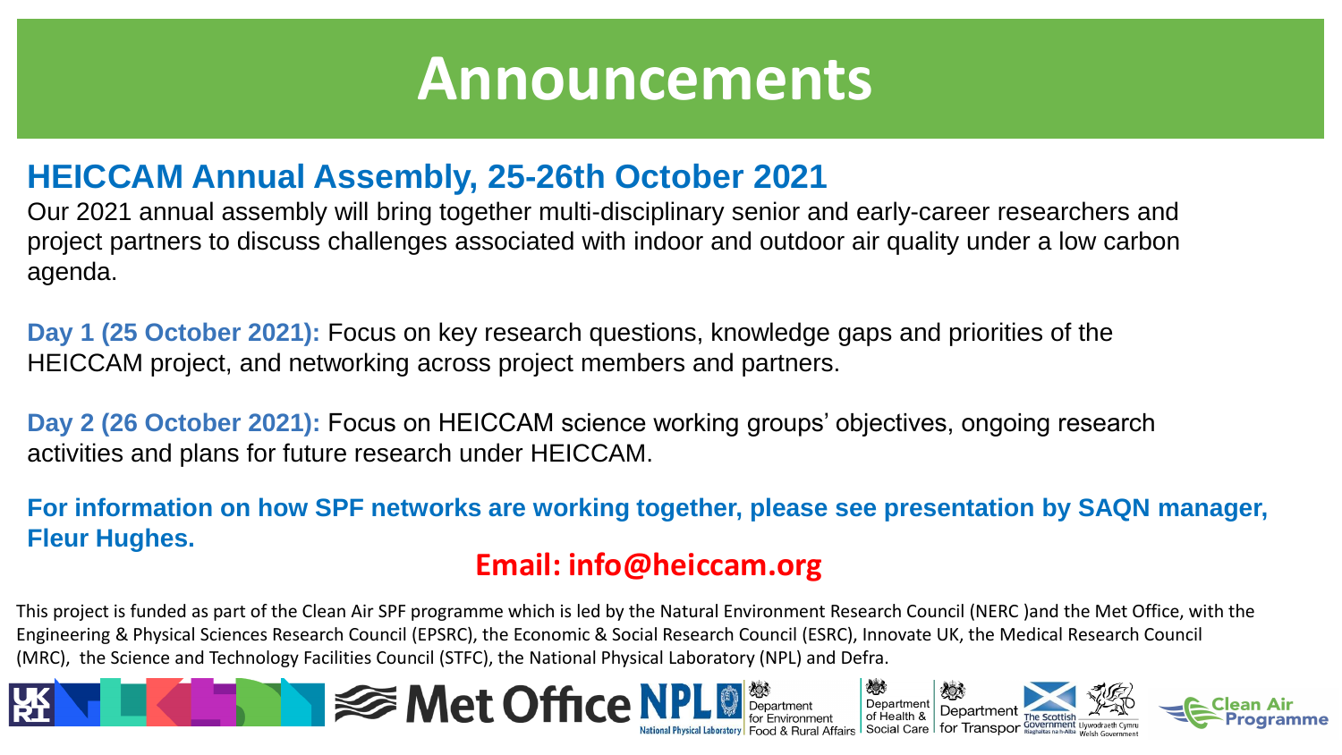# Announcements

## HEICCAM Annual Assembly, 25-26th October 2021

Our 2021 annual assembly will bring together multi-disciplinary senior and early-career researchers and project partners to discuss challenges associated with indoor and outdoor air quality under a low carbon agenda.

**Day 1 (25 October 2021):** Focus on key research questions, knowledge gaps and priorities of the HEICCAM project, and networking across project members and partners.

**Day 2 (26 October 2021):** Focus on HEICCAM science working groups' objectives, ongoing research activities and plans for future research under HEICCAM.

**For information on how SPF networks are working together, please see presentation by SAQN manager, Fleur Hughes.**

**Email: info@heiccam.org**

This project is funded as part of the Clean Air SPF programme which is led by the Natural Environment Research Council (NERC )and the Met Office, with the Engineering & Physical Sciences Research Council (EPSRC), the Economic & Social Research Council (ESRC), Innovate UK, the Medical Research Council (MRC), the Science and Technology Facilities Council (STFC), the National Physical Laboratory (NPL) and Defra.